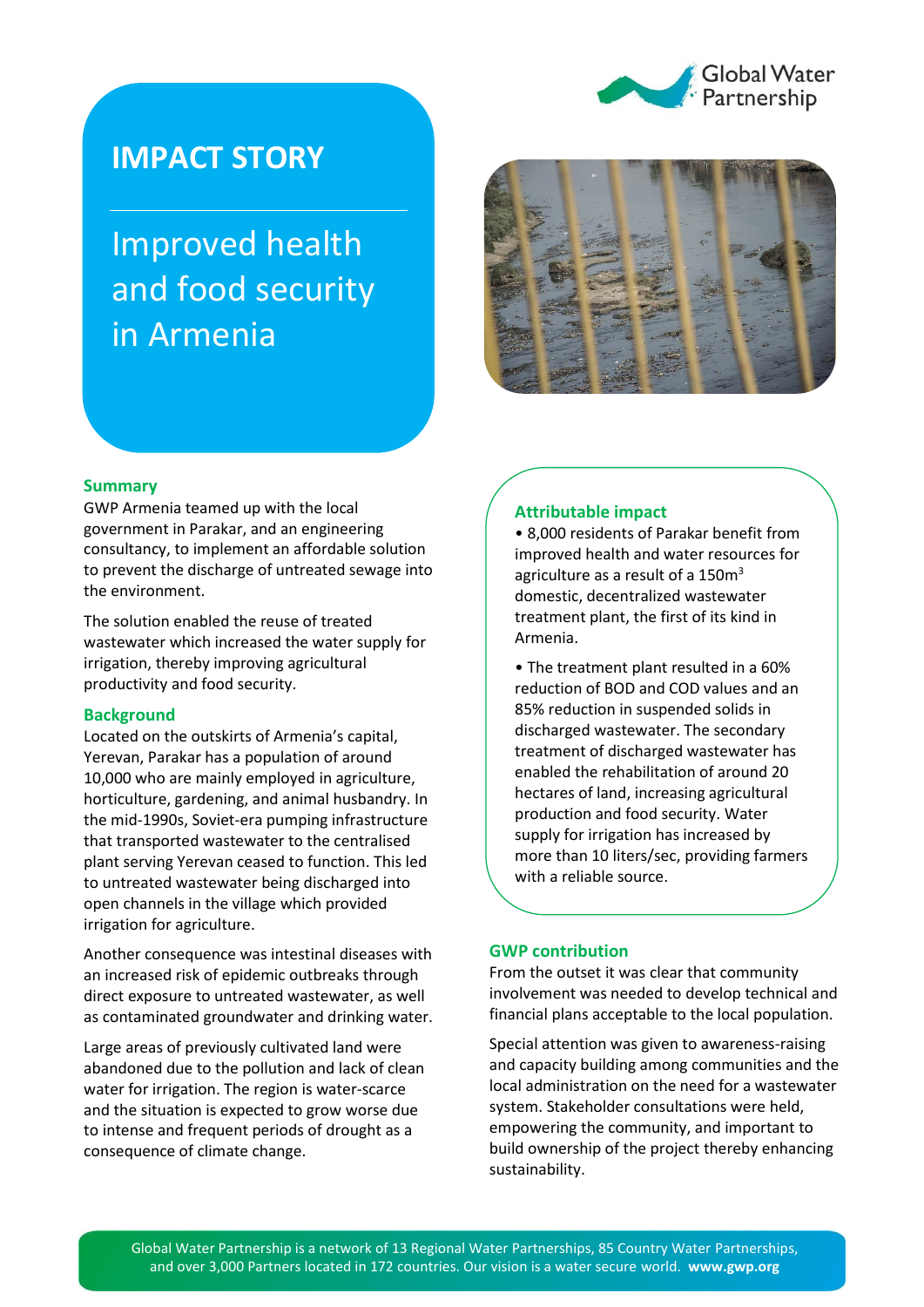# IMPACT STORY

## Improved health and food security in Armenia

### Summary

GWP Armenia teamed up with the local government in Parakar, and an engineering consultancy, to implement an affordable solution to prevent the discharge of untreated sewage into the environment.

The solution enabled the reuse of treated wastewater which increased the water supply for irrigation, thereby improving agricultural productivity and food security.

### Background

Located on the outskirts of Armenia's capital, Yerevan, Parakar has a population of around 10,000 who are mainly employed in agriculture, horticulture, gardening, and animal husbandry. In the mid-1990s, Soviet-era pumping infrastructure that transported wastewater to the centralised plant serving Yerevan ceased to function. This led to untreated wastewater being discharged into open channels in the village which provided irrigation for agriculture.

Another consequence was intestinal diseases with an increased risk of epidemic outbreaks through direct exposure to untreated wastewater, as well as contaminated groundwater and drinking water.

Large areas of previously cultivated land were abandoned due to the pollution and lack of clean water for irrigation. The region is water-scarce and the situation is expected to grow worse due to intense and frequent periods of drought as a consequence of climate change.

### Attributable impact

- 8,000 residents of Parakar benefit from improved health and water resources for agriculture as a result of a 150m$^3$ domestic, decentralized wastewater treatment plant, the first of its kind in Armenia.
- The treatment plant resulted in a 60% reduction of BOD and COD values and an 85% reduction in suspended solids in discharged wastewater. The secondary treatment of discharged wastewater has enabled the rehabilitation of around 20 hectares of land, increasing agricultural production and food security. Water supply for irrigation has increased by more than 10 liters/sec, providing farmers with a reliable source.

### GWP contribution

From the outset it was clear that community involvement was needed to develop technical and financial plans acceptable to the local population.

Special attention was given to awareness-raising and capacity building among communities and the local administration on the need for a wastewater system. Stakeholder consultations were held, empowering the community, and important to build ownership of the project thereby enhancing sustainability.

Global Water Partnership is a network of 13 Regional Water Partnerships, 85 Country Water Partnerships, and over 3,000 Partners located in 172 countries. Our vision is a water secure world. **www.gwp.org**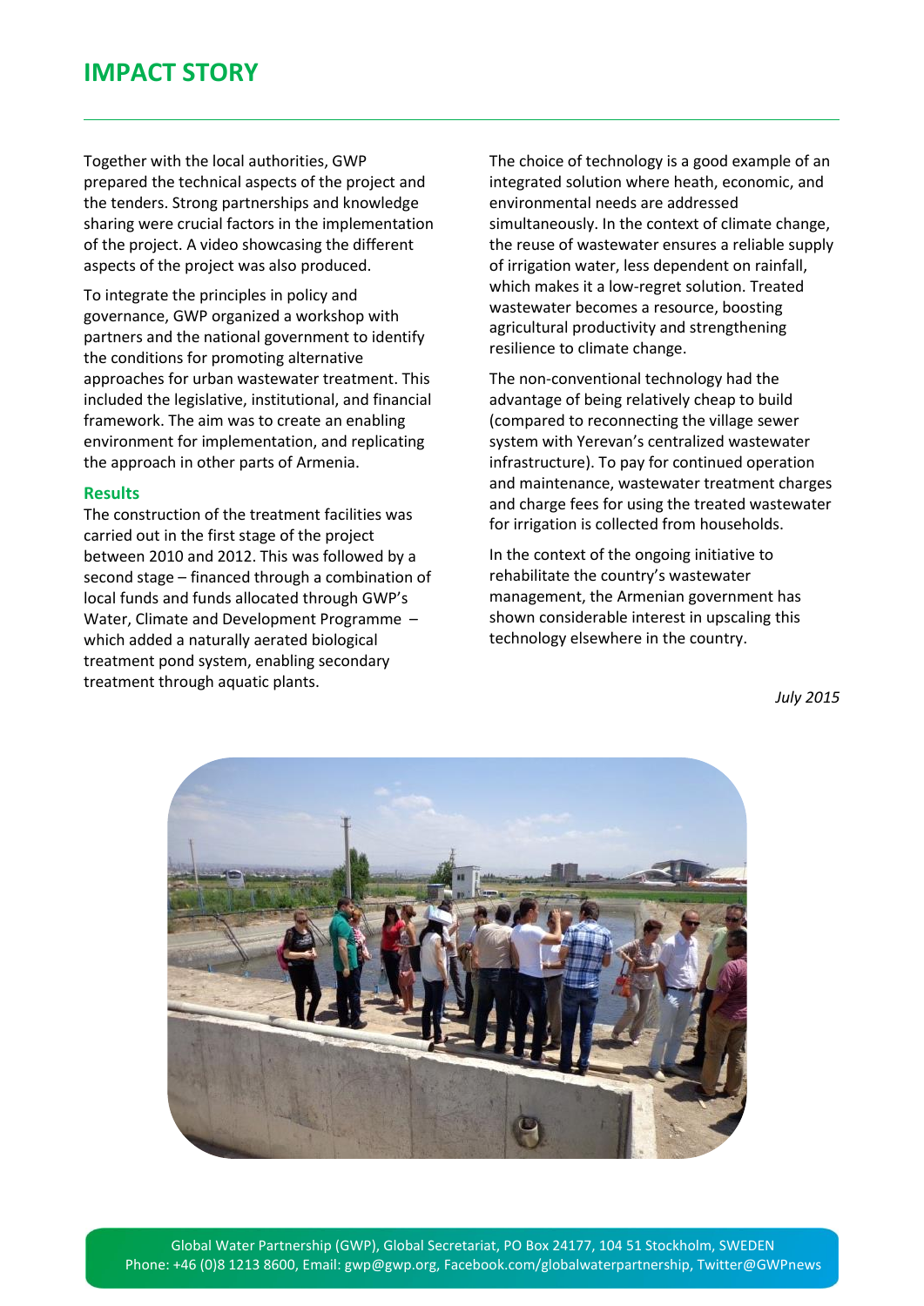## IMPACT STORY

Together with the local authorities, GWP prepared the technical aspects of the project and the tenders. Strong partnerships and knowledge sharing were crucial factors in the implementation of the project. A video showcasing the different aspects of the project was also produced.

To integrate the principles in policy and governance, GWP organized a workshop with partners and the national government to identify the conditions for promoting alternative approaches for urban wastewater treatment. This included the legislative, institutional, and financial framework. The aim was to create an enabling environment for implementation, and replicating the approach in other parts of Armenia.

### Results

The construction of the treatment facilities was carried out in the first stage of the project between 2010 and 2012. This was followed by a second stage – financed through a combination of local funds and funds allocated through GWP's Water, Climate and Development Programme – which added a naturally aerated biological treatment pond system, enabling secondary treatment through aquatic plants.

The choice of technology is a good example of an integrated solution where heath, economic, and environmental needs are addressed simultaneously. In the context of climate change, the reuse of wastewater ensures a reliable supply of irrigation water, less dependent on rainfall, which makes it a low-regret solution. Treated wastewater becomes a resource, boosting agricultural productivity and strengthening resilience to climate change.

The non-conventional technology had the advantage of being relatively cheap to build (compared to reconnecting the village sewer system with Yerevan's centralized wastewater infrastructure). To pay for continued operation and maintenance, wastewater treatment charges and charge fees for using the treated wastewater for irrigation is collected from households.

In the context of the ongoing initiative to rehabilitate the country's wastewater management, the Armenian government has shown considerable interest in upscaling this technology elsewhere in the country.

*July 2015*

Global Water Partnership (GWP), Global Secretariat, PO Box 24177, 104 51 Stockholm, SWEDEN
Phone: +46 (0)8 1213 8600, Email: gwp@gwp.org, Facebook.com/globalwaterpartnership, Twitter@GWPnews